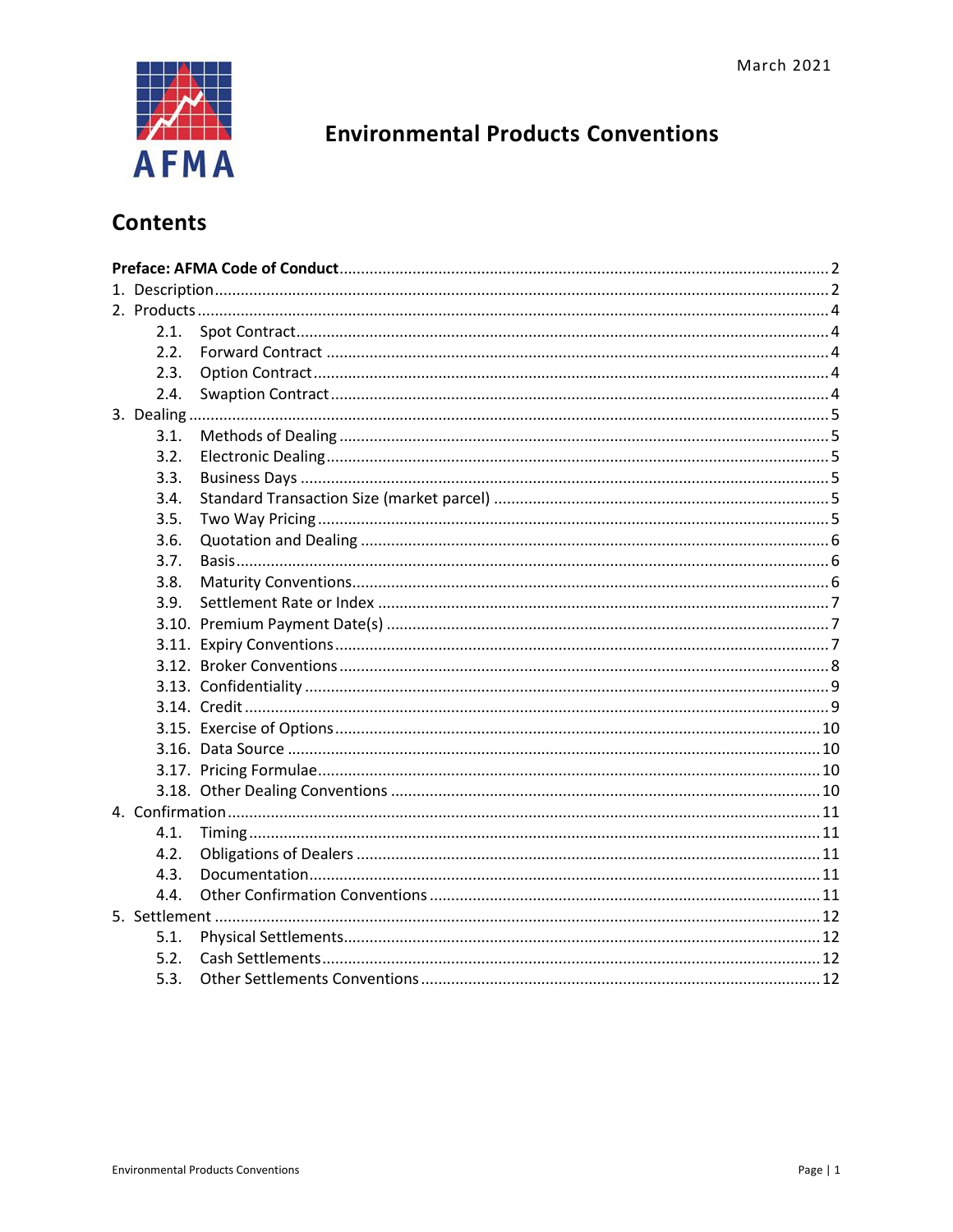March 2021

# Environmental Products Conventions

## Contents

**Preface: AFMA Code of Conduct** ..... 2

1. Description ..... 2
2. Products ..... 4
   - 2.1. Spot Contract ..... 4
   - 2.2. Forward Contract ..... 4
   - 2.3. Option Contract ..... 4
   - 2.4. Swaption Contract ..... 4
3. Dealing ..... 5
   - 3.1. Methods of Dealing ..... 5
   - 3.2. Electronic Dealing ..... 5
   - 3.3. Business Days ..... 5
   - 3.4. Standard Transaction Size (market parcel) ..... 5
   - 3.5. Two Way Pricing ..... 5
   - 3.6. Quotation and Dealing ..... 6
   - 3.7. Basis ..... 6
   - 3.8. Maturity Conventions ..... 6
   - 3.9. Settlement Rate or Index ..... 7
   - 3.10. Premium Payment Date(s) ..... 7
   - 3.11. Expiry Conventions ..... 7
   - 3.12. Broker Conventions ..... 8
   - 3.13. Confidentiality ..... 9
   - 3.14. Credit ..... 9
   - 3.15. Exercise of Options ..... 10
   - 3.16. Data Source ..... 10
   - 3.17. Pricing Formulae ..... 10
   - 3.18. Other Dealing Conventions ..... 10
4. Confirmation ..... 11
   - 4.1. Timing ..... 11
   - 4.2. Obligations of Dealers ..... 11
   - 4.3. Documentation ..... 11
   - 4.4. Other Confirmation Conventions ..... 11
5. Settlement ..... 12
   - 5.1. Physical Settlements ..... 12
   - 5.2. Cash Settlements ..... 12
   - 5.3. Other Settlements Conventions ..... 12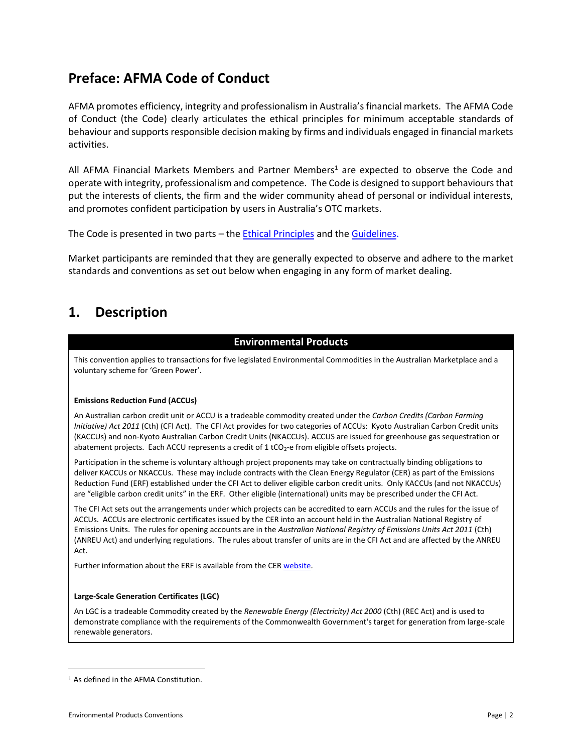## Preface: AFMA Code of Conduct

AFMA promotes efficiency, integrity and professionalism in Australia's financial markets. The AFMA Code of Conduct (the Code) clearly articulates the ethical principles for minimum acceptable standards of behaviour and supports responsible decision making by firms and individuals engaged in financial markets activities.

All AFMA Financial Markets Members and Partner Members[1] are expected to observe the Code and operate with integrity, professionalism and competence. The Code is designed to support behaviours that put the interests of clients, the firm and the wider community ahead of personal or individual interests, and promotes confident participation by users in Australia's OTC markets.

The Code is presented in two parts – the Ethical Principles and the Guidelines.

Market participants are reminded that they are generally expected to observe and adhere to the market standards and conventions as set out below when engaging in any form of market dealing.

## 1. Description

### Environmental Products

This convention applies to transactions for five legislated Environmental Commodities in the Australian Marketplace and a voluntary scheme for 'Green Power'.

**Emissions Reduction Fund (ACCUs)**

An Australian carbon credit unit or ACCU is a tradeable commodity created under the *Carbon Credits (Carbon Farming Initiative) Act 2011* (Cth) (CFI Act). The CFI Act provides for two categories of ACCUs: Kyoto Australian Carbon Credit units (KACCUs) and non-Kyoto Australian Carbon Credit Units (NKACCUs). ACCUS are issued for greenhouse gas sequestration or abatement projects. Each ACCU represents a credit of 1 $tCO_2$-e from eligible offsets projects.

Participation in the scheme is voluntary although project proponents may take on contractually binding obligations to deliver KACCUs or NKACCUs. These may include contracts with the Clean Energy Regulator (CER) as part of the Emissions Reduction Fund (ERF) established under the CFI Act to deliver eligible carbon credit units. Only KACCUs (and not NKACCUs) are "eligible carbon credit units" in the ERF. Other eligible (international) units may be prescribed under the CFI Act.

The CFI Act sets out the arrangements under which projects can be accredited to earn ACCUs and the rules for the issue of ACCUs. ACCUs are electronic certificates issued by the CER into an account held in the Australian National Registry of Emissions Units. The rules for opening accounts are in the *Australian National Registry of Emissions Units Act 2011* (Cth) (ANREU Act) and underlying regulations. The rules about transfer of units are in the CFI Act and are affected by the ANREU Act.

Further information about the ERF is available from the CER website.

**Large-Scale Generation Certificates (LGC)**

An LGC is a tradeable Commodity created by the *Renewable Energy (Electricity) Act 2000* (Cth) (REC Act) and is used to demonstrate compliance with the requirements of the Commonwealth Government's target for generation from large-scale renewable generators.

[1] As defined in the AFMA Constitution.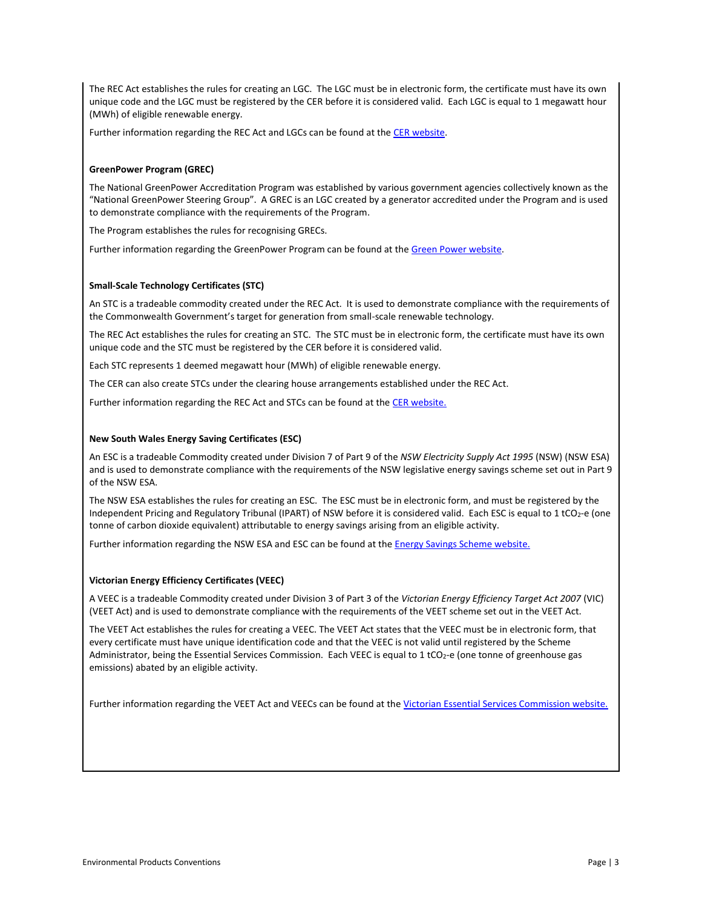The REC Act establishes the rules for creating an LGC. The LGC must be in electronic form, the certificate must have its own unique code and the LGC must be registered by the CER before it is considered valid. Each LGC is equal to 1 megawatt hour (MWh) of eligible renewable energy.

Further information regarding the REC Act and LGCs can be found at the CER website.

**GreenPower Program (GREC)**

The National GreenPower Accreditation Program was established by various government agencies collectively known as the "National GreenPower Steering Group". A GREC is an LGC created by a generator accredited under the Program and is used to demonstrate compliance with the requirements of the Program.

The Program establishes the rules for recognising GRECs.

Further information regarding the GreenPower Program can be found at the Green Power website.

**Small-Scale Technology Certificates (STC)**

An STC is a tradeable commodity created under the REC Act. It is used to demonstrate compliance with the requirements of the Commonwealth Government's target for generation from small-scale renewable technology.

The REC Act establishes the rules for creating an STC. The STC must be in electronic form, the certificate must have its own unique code and the STC must be registered by the CER before it is considered valid.

Each STC represents 1 deemed megawatt hour (MWh) of eligible renewable energy.

The CER can also create STCs under the clearing house arrangements established under the REC Act.

Further information regarding the REC Act and STCs can be found at the CER website.

**New South Wales Energy Saving Certificates (ESC)**

An ESC is a tradeable Commodity created under Division 7 of Part 9 of the *NSW Electricity Supply Act 1995* (NSW) (NSW ESA) and is used to demonstrate compliance with the requirements of the NSW legislative energy savings scheme set out in Part 9 of the NSW ESA.

The NSW ESA establishes the rules for creating an ESC. The ESC must be in electronic form, and must be registered by the Independent Pricing and Regulatory Tribunal (IPART) of NSW before it is considered valid. Each ESC is equal to 1 $tCO_2$-e (one tonne of carbon dioxide equivalent) attributable to energy savings arising from an eligible activity.

Further information regarding the NSW ESA and ESC can be found at the Energy Savings Scheme website.

**Victorian Energy Efficiency Certificates (VEEC)**

A VEEC is a tradeable Commodity created under Division 3 of Part 3 of the *Victorian Energy Efficiency Target Act 2007* (VIC) (VEET Act) and is used to demonstrate compliance with the requirements of the VEET scheme set out in the VEET Act.

The VEET Act establishes the rules for creating a VEEC. The VEET Act states that the VEEC must be in electronic form, that every certificate must have unique identification code and that the VEEC is not valid until registered by the Scheme Administrator, being the Essential Services Commission. Each VEEC is equal to 1 $tCO_2$-e (one tonne of greenhouse gas emissions) abated by an eligible activity.

Further information regarding the VEET Act and VEECs can be found at the Victorian Essential Services Commission website.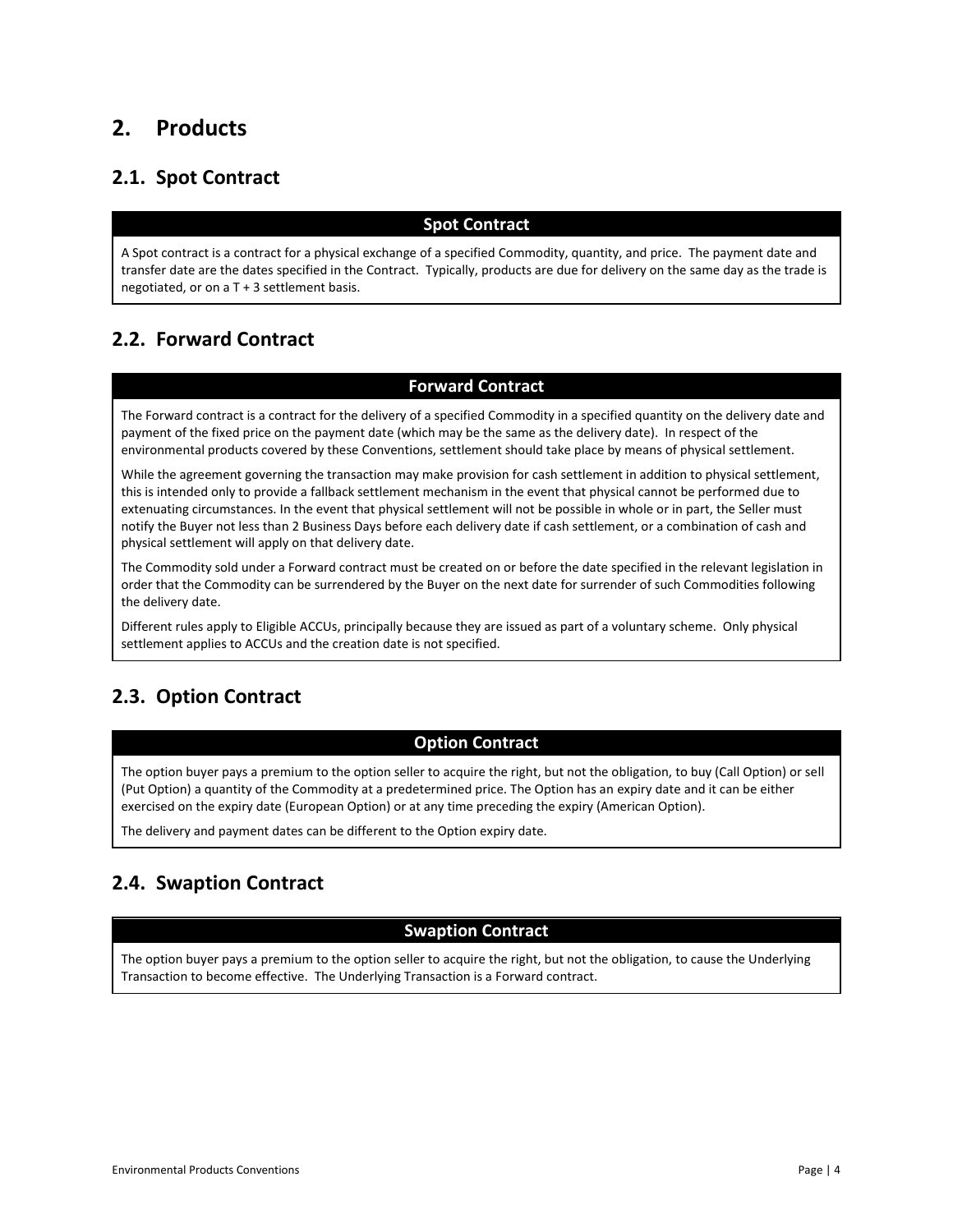# 2. Products

## 2.1. Spot Contract

**Spot Contract**

A Spot contract is a contract for a physical exchange of a specified Commodity, quantity, and price. The payment date and transfer date are the dates specified in the Contract. Typically, products are due for delivery on the same day as the trade is negotiated, or on a T + 3 settlement basis.

## 2.2. Forward Contract

**Forward Contract**

The Forward contract is a contract for the delivery of a specified Commodity in a specified quantity on the delivery date and payment of the fixed price on the payment date (which may be the same as the delivery date). In respect of the environmental products covered by these Conventions, settlement should take place by means of physical settlement.

While the agreement governing the transaction may make provision for cash settlement in addition to physical settlement, this is intended only to provide a fallback settlement mechanism in the event that physical cannot be performed due to extenuating circumstances. In the event that physical settlement will not be possible in whole or in part, the Seller must notify the Buyer not less than 2 Business Days before each delivery date if cash settlement, or a combination of cash and physical settlement will apply on that delivery date.

The Commodity sold under a Forward contract must be created on or before the date specified in the relevant legislation in order that the Commodity can be surrendered by the Buyer on the next date for surrender of such Commodities following the delivery date.

Different rules apply to Eligible ACCUs, principally because they are issued as part of a voluntary scheme. Only physical settlement applies to ACCUs and the creation date is not specified.

## 2.3. Option Contract

**Option Contract**

The option buyer pays a premium to the option seller to acquire the right, but not the obligation, to buy (Call Option) or sell (Put Option) a quantity of the Commodity at a predetermined price. The Option has an expiry date and it can be either exercised on the expiry date (European Option) or at any time preceding the expiry (American Option).

The delivery and payment dates can be different to the Option expiry date.

## 2.4. Swaption Contract

**Swaption Contract**

The option buyer pays a premium to the option seller to acquire the right, but not the obligation, to cause the Underlying Transaction to become effective. The Underlying Transaction is a Forward contract.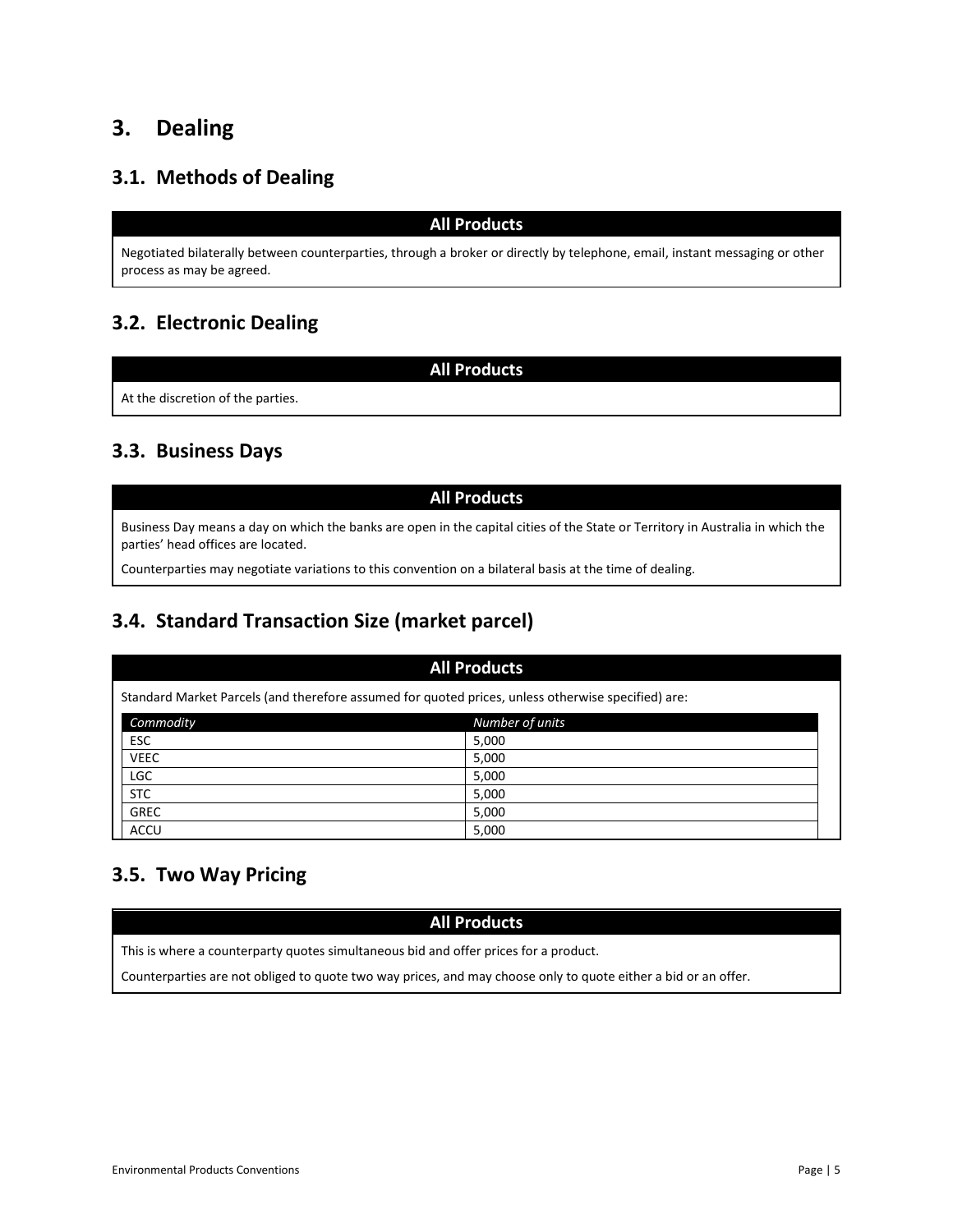# 3. Dealing

## 3.1. Methods of Dealing

**All Products**

Negotiated bilaterally between counterparties, through a broker or directly by telephone, email, instant messaging or other process as may be agreed.

## 3.2. Electronic Dealing

**All Products**

At the discretion of the parties.

## 3.3. Business Days

**All Products**

Business Day means a day on which the banks are open in the capital cities of the State or Territory in Australia in which the parties' head offices are located.

Counterparties may negotiate variations to this convention on a bilateral basis at the time of dealing.

## 3.4. Standard Transaction Size (market parcel)

**All Products**

Standard Market Parcels (and therefore assumed for quoted prices, unless otherwise specified) are:

| *Commodity* | *Number of units* |
|---|---|
| ESC | 5,000 |
| VEEC | 5,000 |
| LGC | 5,000 |
| STC | 5,000 |
| GREC | 5,000 |
| ACCU | 5,000 |

## 3.5. Two Way Pricing

**All Products**

This is where a counterparty quotes simultaneous bid and offer prices for a product.

Counterparties are not obliged to quote two way prices, and may choose only to quote either a bid or an offer.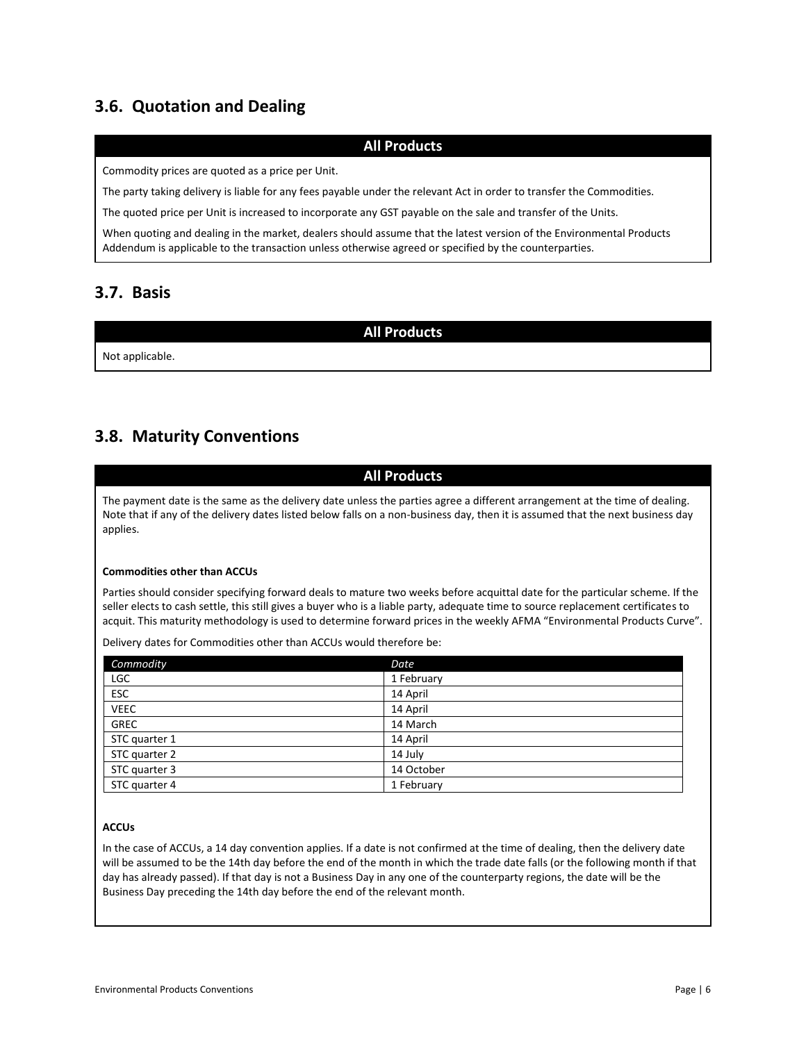## 3.6. Quotation and Dealing

**All Products**

Commodity prices are quoted as a price per Unit.

The party taking delivery is liable for any fees payable under the relevant Act in order to transfer the Commodities.

The quoted price per Unit is increased to incorporate any GST payable on the sale and transfer of the Units.

When quoting and dealing in the market, dealers should assume that the latest version of the Environmental Products Addendum is applicable to the transaction unless otherwise agreed or specified by the counterparties.

## 3.7. Basis

**All Products**

Not applicable.

## 3.8. Maturity Conventions

**All Products**

The payment date is the same as the delivery date unless the parties agree a different arrangement at the time of dealing. Note that if any of the delivery dates listed below falls on a non-business day, then it is assumed that the next business day applies.

**Commodities other than ACCUs**

Parties should consider specifying forward deals to mature two weeks before acquittal date for the particular scheme. If the seller elects to cash settle, this still gives a buyer who is a liable party, adequate time to source replacement certificates to acquit. This maturity methodology is used to determine forward prices in the weekly AFMA "Environmental Products Curve".

Delivery dates for Commodities other than ACCUs would therefore be:

| *Commodity* | *Date* |
|---|---|
| LGC | 1 February |
| ESC | 14 April |
| VEEC | 14 April |
| GREC | 14 March |
| STC quarter 1 | 14 April |
| STC quarter 2 | 14 July |
| STC quarter 3 | 14 October |
| STC quarter 4 | 1 February |

**ACCUs**

In the case of ACCUs, a 14 day convention applies. If a date is not confirmed at the time of dealing, then the delivery date will be assumed to be the 14th day before the end of the month in which the trade date falls (or the following month if that day has already passed). If that day is not a Business Day in any one of the counterparty regions, the date will be the Business Day preceding the 14th day before the end of the relevant month.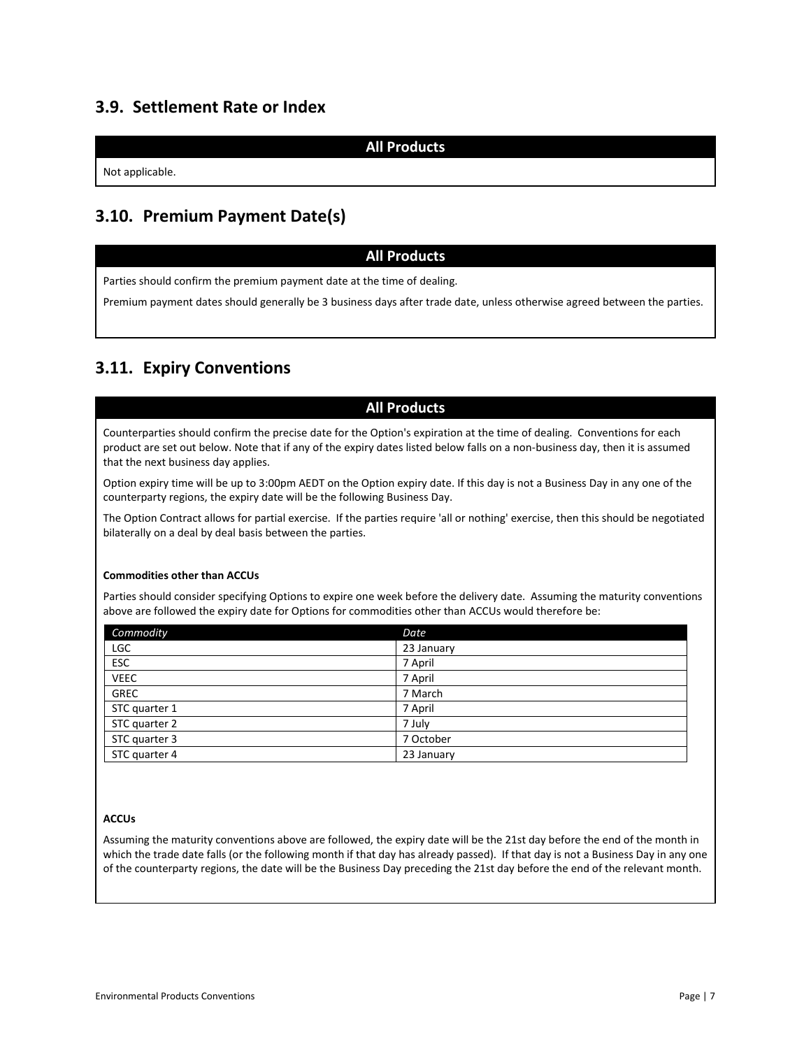## 3.9. Settlement Rate or Index

| All Products |
|---|
| Not applicable. |

## 3.10. Premium Payment Date(s)

**All Products**

Parties should confirm the premium payment date at the time of dealing.

Premium payment dates should generally be 3 business days after trade date, unless otherwise agreed between the parties.

## 3.11. Expiry Conventions

**All Products**

Counterparties should confirm the precise date for the Option's expiration at the time of dealing. Conventions for each product are set out below. Note that if any of the expiry dates listed below falls on a non-business day, then it is assumed that the next business day applies.

Option expiry time will be up to 3:00pm AEDT on the Option expiry date. If this day is not a Business Day in any one of the counterparty regions, the expiry date will be the following Business Day.

The Option Contract allows for partial exercise. If the parties require 'all or nothing' exercise, then this should be negotiated bilaterally on a deal by deal basis between the parties.

**Commodities other than ACCUs**

Parties should consider specifying Options to expire one week before the delivery date. Assuming the maturity conventions above are followed the expiry date for Options for commodities other than ACCUs would therefore be:

| *Commodity* | *Date* |
|---|---|
| LGC | 23 January |
| ESC | 7 April |
| VEEC | 7 April |
| GREC | 7 March |
| STC quarter 1 | 7 April |
| STC quarter 2 | 7 July |
| STC quarter 3 | 7 October |
| STC quarter 4 | 23 January |

**ACCUs**

Assuming the maturity conventions above are followed, the expiry date will be the 21st day before the end of the month in which the trade date falls (or the following month if that day has already passed). If that day is not a Business Day in any one of the counterparty regions, the date will be the Business Day preceding the 21st day before the end of the relevant month.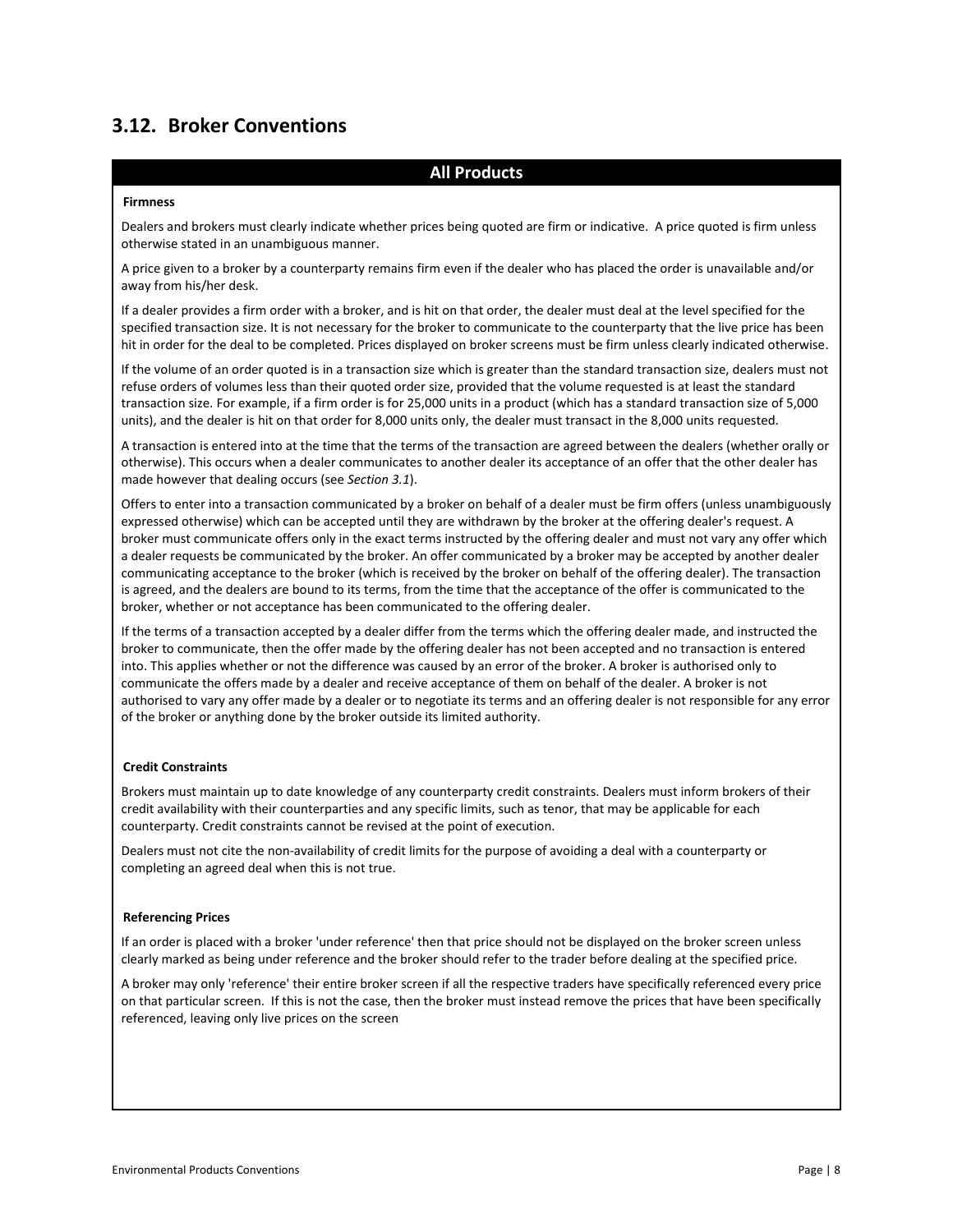## 3.12. Broker Conventions

### All Products

**Firmness**

Dealers and brokers must clearly indicate whether prices being quoted are firm or indicative. A price quoted is firm unless otherwise stated in an unambiguous manner.

A price given to a broker by a counterparty remains firm even if the dealer who has placed the order is unavailable and/or away from his/her desk.

If a dealer provides a firm order with a broker, and is hit on that order, the dealer must deal at the level specified for the specified transaction size. It is not necessary for the broker to communicate to the counterparty that the live price has been hit in order for the deal to be completed. Prices displayed on broker screens must be firm unless clearly indicated otherwise.

If the volume of an order quoted is in a transaction size which is greater than the standard transaction size, dealers must not refuse orders of volumes less than their quoted order size, provided that the volume requested is at least the standard transaction size. For example, if a firm order is for 25,000 units in a product (which has a standard transaction size of 5,000 units), and the dealer is hit on that order for 8,000 units only, the dealer must transact in the 8,000 units requested.

A transaction is entered into at the time that the terms of the transaction are agreed between the dealers (whether orally or otherwise). This occurs when a dealer communicates to another dealer its acceptance of an offer that the other dealer has made however that dealing occurs (see *Section 3.1*).

Offers to enter into a transaction communicated by a broker on behalf of a dealer must be firm offers (unless unambiguously expressed otherwise) which can be accepted until they are withdrawn by the broker at the offering dealer's request. A broker must communicate offers only in the exact terms instructed by the offering dealer and must not vary any offer which a dealer requests be communicated by the broker. An offer communicated by a broker may be accepted by another dealer communicating acceptance to the broker (which is received by the broker on behalf of the offering dealer). The transaction is agreed, and the dealers are bound to its terms, from the time that the acceptance of the offer is communicated to the broker, whether or not acceptance has been communicated to the offering dealer.

If the terms of a transaction accepted by a dealer differ from the terms which the offering dealer made, and instructed the broker to communicate, then the offer made by the offering dealer has not been accepted and no transaction is entered into. This applies whether or not the difference was caused by an error of the broker. A broker is authorised only to communicate the offers made by a dealer and receive acceptance of them on behalf of the dealer. A broker is not authorised to vary any offer made by a dealer or to negotiate its terms and an offering dealer is not responsible for any error of the broker or anything done by the broker outside its limited authority.

**Credit Constraints**

Brokers must maintain up to date knowledge of any counterparty credit constraints. Dealers must inform brokers of their credit availability with their counterparties and any specific limits, such as tenor, that may be applicable for each counterparty. Credit constraints cannot be revised at the point of execution.

Dealers must not cite the non-availability of credit limits for the purpose of avoiding a deal with a counterparty or completing an agreed deal when this is not true.

**Referencing Prices**

If an order is placed with a broker 'under reference' then that price should not be displayed on the broker screen unless clearly marked as being under reference and the broker should refer to the trader before dealing at the specified price.

A broker may only 'reference' their entire broker screen if all the respective traders have specifically referenced every price on that particular screen. If this is not the case, then the broker must instead remove the prices that have been specifically referenced, leaving only live prices on the screen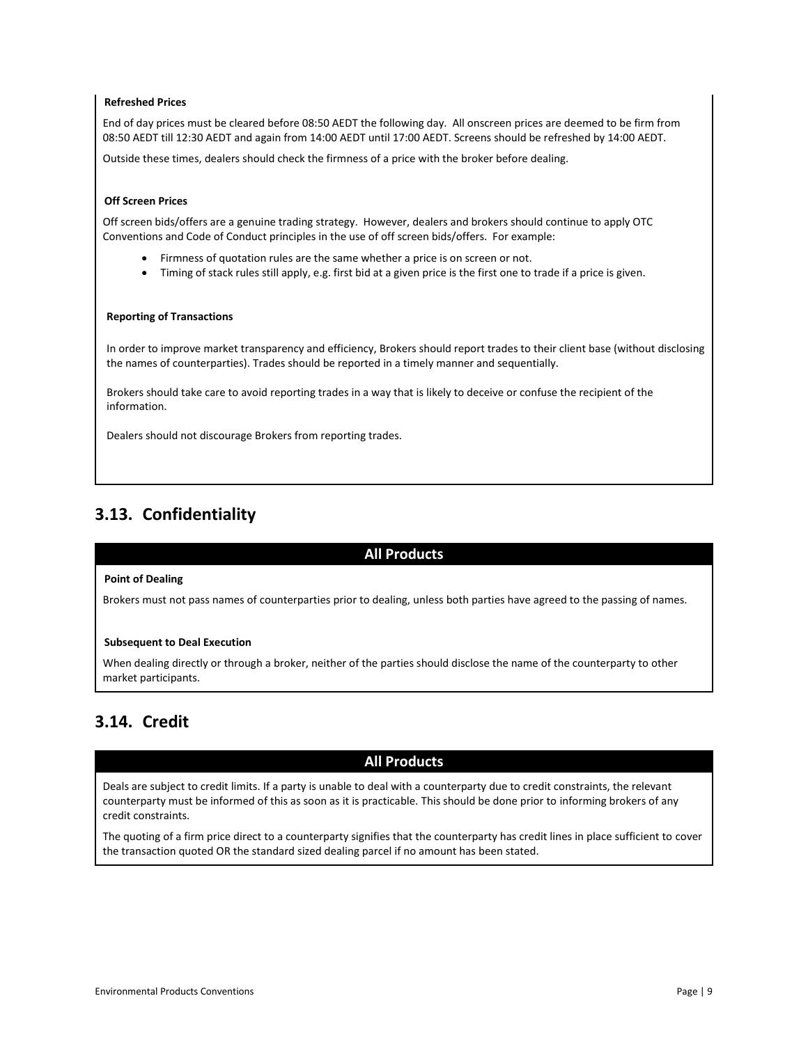**Refreshed Prices**

End of day prices must be cleared before 08:50 AEDT the following day. All onscreen prices are deemed to be firm from 08:50 AEDT till 12:30 AEDT and again from 14:00 AEDT until 17:00 AEDT. Screens should be refreshed by 14:00 AEDT.

Outside these times, dealers should check the firmness of a price with the broker before dealing.

**Off Screen Prices**

Off screen bids/offers are a genuine trading strategy. However, dealers and brokers should continue to apply OTC Conventions and Code of Conduct principles in the use of off screen bids/offers. For example:

- Firmness of quotation rules are the same whether a price is on screen or not.
- Timing of stack rules still apply, e.g. first bid at a given price is the first one to trade if a price is given.

**Reporting of Transactions**

In order to improve market transparency and efficiency, Brokers should report trades to their client base (without disclosing the names of counterparties). Trades should be reported in a timely manner and sequentially.

Brokers should take care to avoid reporting trades in a way that is likely to deceive or confuse the recipient of the information.

Dealers should not discourage Brokers from reporting trades.

## 3.13. Confidentiality

**All Products**

**Point of Dealing**

Brokers must not pass names of counterparties prior to dealing, unless both parties have agreed to the passing of names.

**Subsequent to Deal Execution**

When dealing directly or through a broker, neither of the parties should disclose the name of the counterparty to other market participants.

## 3.14. Credit

**All Products**

Deals are subject to credit limits. If a party is unable to deal with a counterparty due to credit constraints, the relevant counterparty must be informed of this as soon as it is practicable. This should be done prior to informing brokers of any credit constraints.

The quoting of a firm price direct to a counterparty signifies that the counterparty has credit lines in place sufficient to cover the transaction quoted OR the standard sized dealing parcel if no amount has been stated.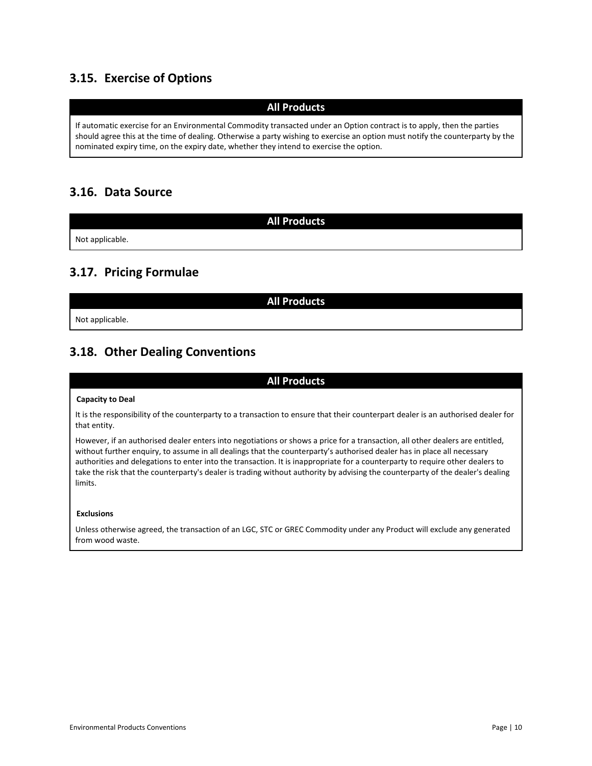## 3.15. Exercise of Options

| All Products |
| --- |
| If automatic exercise for an Environmental Commodity transacted under an Option contract is to apply, then the parties should agree this at the time of dealing. Otherwise a party wishing to exercise an option must notify the counterparty by the nominated expiry time, on the expiry date, whether they intend to exercise the option. |

## 3.16. Data Source

| All Products |
| --- |
| Not applicable. |

## 3.17. Pricing Formulae

| All Products |
| --- |
| Not applicable. |

## 3.18. Other Dealing Conventions

**All Products**

**Capacity to Deal**

It is the responsibility of the counterparty to a transaction to ensure that their counterpart dealer is an authorised dealer for that entity.

However, if an authorised dealer enters into negotiations or shows a price for a transaction, all other dealers are entitled, without further enquiry, to assume in all dealings that the counterparty's authorised dealer has in place all necessary authorities and delegations to enter into the transaction. It is inappropriate for a counterparty to require other dealers to take the risk that the counterparty's dealer is trading without authority by advising the counterparty of the dealer's dealing limits.

**Exclusions**

Unless otherwise agreed, the transaction of an LGC, STC or GREC Commodity under any Product will exclude any generated from wood waste.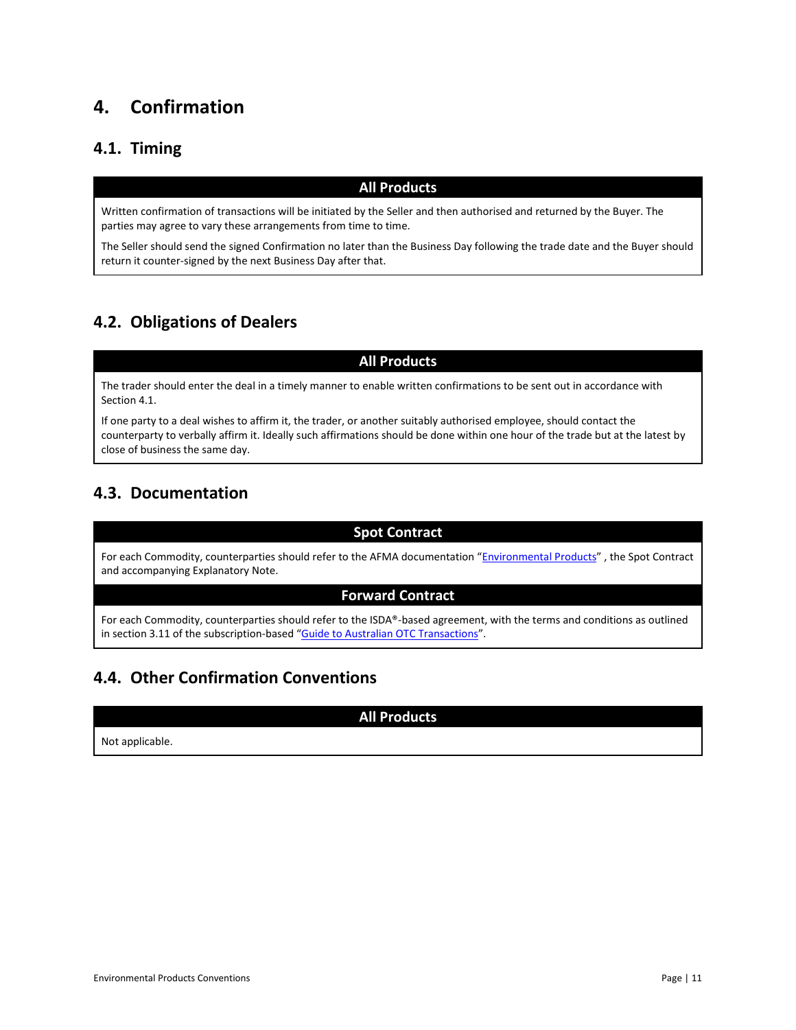# 4. Confirmation

## 4.1. Timing

| All Products |
|---|
| Written confirmation of transactions will be initiated by the Seller and then authorised and returned by the Buyer. The parties may agree to vary these arrangements from time to time.<br><br>The Seller should send the signed Confirmation no later than the Business Day following the trade date and the Buyer should return it counter-signed by the next Business Day after that. |

## 4.2. Obligations of Dealers

| All Products |
|---|
| The trader should enter the deal in a timely manner to enable written confirmations to be sent out in accordance with Section 4.1.<br><br>If one party to a deal wishes to affirm it, the trader, or another suitably authorised employee, should contact the counterparty to verbally affirm it. Ideally such affirmations should be done within one hour of the trade but at the latest by close of business the same day. |

## 4.3. Documentation

| Spot Contract |
|---|
| For each Commodity, counterparties should refer to the AFMA documentation "Environmental Products" , the Spot Contract and accompanying Explanatory Note. |
| **Forward Contract** |
| For each Commodity, counterparties should refer to the ISDA®-based agreement, with the terms and conditions as outlined in section 3.11 of the subscription-based "Guide to Australian OTC Transactions". |

## 4.4. Other Confirmation Conventions

| All Products |
|---|
| Not applicable. |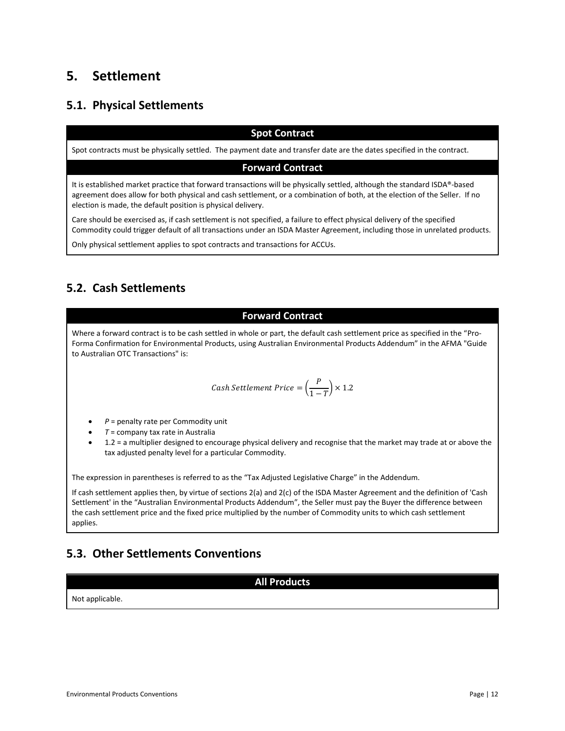# 5. Settlement

## 5.1. Physical Settlements

### Spot Contract

Spot contracts must be physically settled. The payment date and transfer date are the dates specified in the contract.

### Forward Contract

It is established market practice that forward transactions will be physically settled, although the standard ISDA®-based agreement does allow for both physical and cash settlement, or a combination of both, at the election of the Seller. If no election is made, the default position is physical delivery.

Care should be exercised as, if cash settlement is not specified, a failure to effect physical delivery of the specified Commodity could trigger default of all transactions under an ISDA Master Agreement, including those in unrelated products.

Only physical settlement applies to spot contracts and transactions for ACCUs.

## 5.2. Cash Settlements

### Forward Contract

Where a forward contract is to be cash settled in whole or part, the default cash settlement price as specified in the "Pro-Forma Confirmation for Environmental Products, using Australian Environmental Products Addendum" in the AFMA "Guide to Australian OTC Transactions" is:

$$Cash\ Settlement\ Price = \left(\frac{P}{1-T}\right) \times 1.2$$

- $P$ = penalty rate per Commodity unit
- $T$ = company tax rate in Australia
- 1.2 = a multiplier designed to encourage physical delivery and recognise that the market may trade at or above the tax adjusted penalty level for a particular Commodity.

The expression in parentheses is referred to as the "Tax Adjusted Legislative Charge" in the Addendum.

If cash settlement applies then, by virtue of sections 2(a) and 2(c) of the ISDA Master Agreement and the definition of 'Cash Settlement' in the "Australian Environmental Products Addendum", the Seller must pay the Buyer the difference between the cash settlement price and the fixed price multiplied by the number of Commodity units to which cash settlement applies.

## 5.3. Other Settlements Conventions

### All Products

Not applicable.